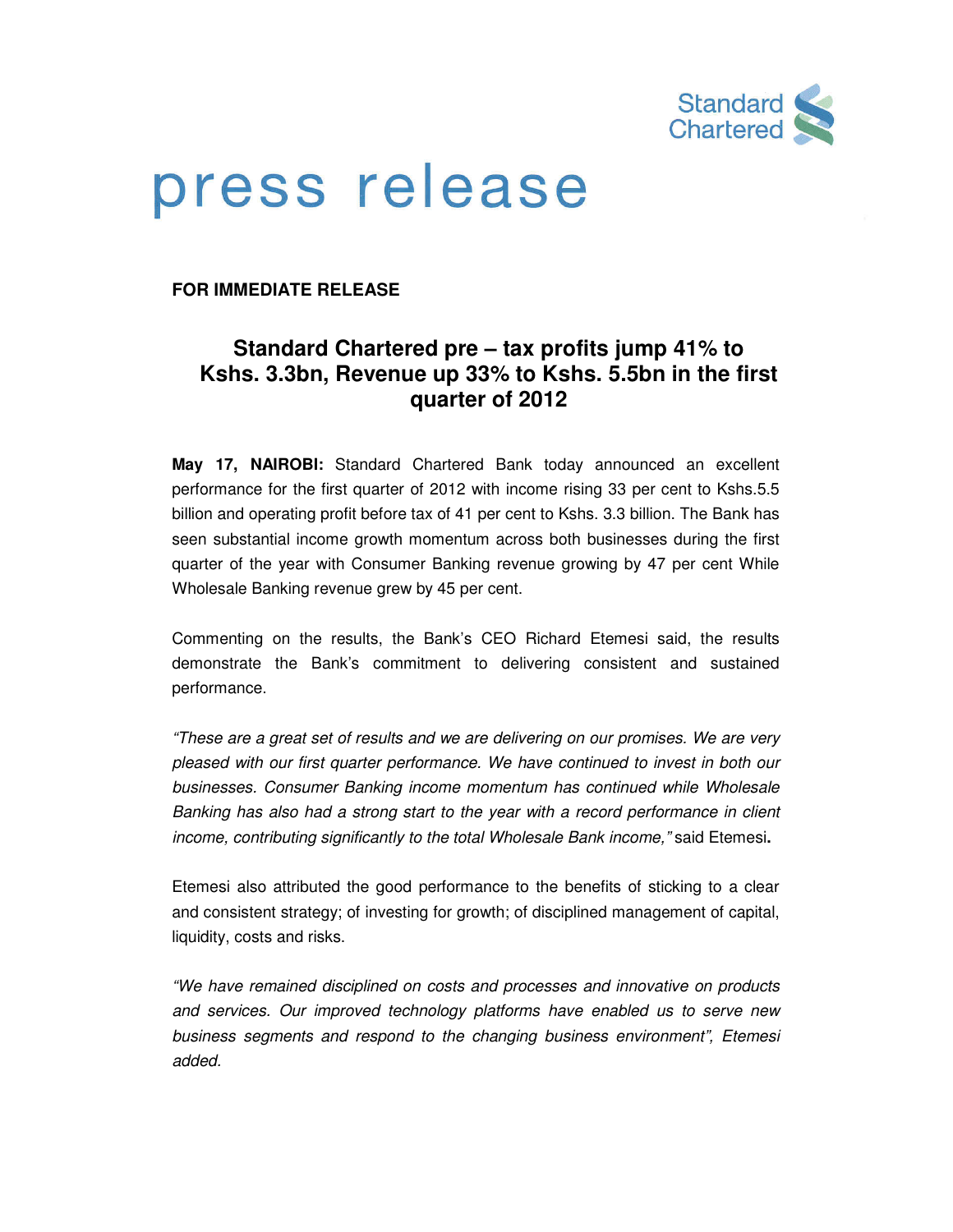Standard Chartered

# press release

**FOR IMMEDIATE RELEASE**

## Standard Chartered pre – tax profits jump 41% to Kshs. 3.3bn, Revenue up 33% to Kshs. 5.5bn in the first quarter of 2012

**May 17, NAIROBI:** Standard Chartered Bank today announced an excellent performance for the first quarter of 2012 with income rising 33 per cent to Kshs.5.5 billion and operating profit before tax of 41 per cent to Kshs. 3.3 billion. The Bank has seen substantial income growth momentum across both businesses during the first quarter of the year with Consumer Banking revenue growing by 47 per cent While Wholesale Banking revenue grew by 45 per cent.

Commenting on the results, the Bank's CEO Richard Etemesi said, the results demonstrate the Bank's commitment to delivering consistent and sustained performance.

*"These are a great set of results and we are delivering on our promises. We are very pleased with our first quarter performance. We have continued to invest in both our businesses. Consumer Banking income momentum has continued while Wholesale Banking has also had a strong start to the year with a record performance in client income, contributing significantly to the total Wholesale Bank income,"* said Etemesi**.**

Etemesi also attributed the good performance to the benefits of sticking to a clear and consistent strategy; of investing for growth; of disciplined management of capital, liquidity, costs and risks.

*"We have remained disciplined on costs and processes and innovative on products and services. Our improved technology platforms have enabled us to serve new business segments and respond to the changing business environment", Etemesi added.*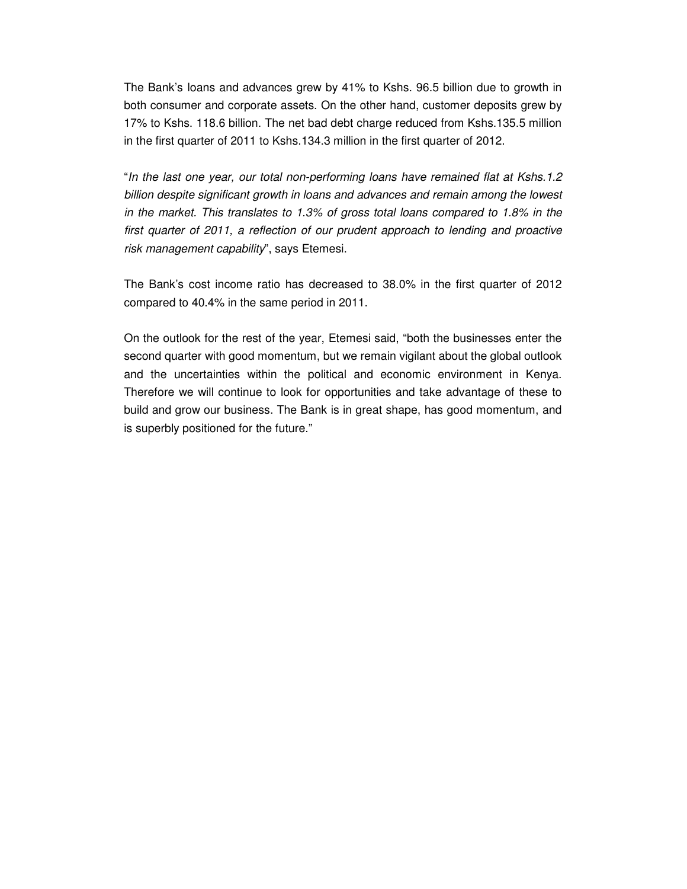The Bank's loans and advances grew by 41% to Kshs. 96.5 billion due to growth in both consumer and corporate assets. On the other hand, customer deposits grew by 17% to Kshs. 118.6 billion. The net bad debt charge reduced from Kshs.135.5 million in the first quarter of 2011 to Kshs.134.3 million in the first quarter of 2012.

"*In the last one year, our total non-performing loans have remained flat at Kshs.1.2 billion despite significant growth in loans and advances and remain among the lowest in the market. This translates to 1.3% of gross total loans compared to 1.8% in the first quarter of 2011, a reflection of our prudent approach to lending and proactive risk management capability*", says Etemesi.

The Bank's cost income ratio has decreased to 38.0% in the first quarter of 2012 compared to 40.4% in the same period in 2011.

On the outlook for the rest of the year, Etemesi said, "both the businesses enter the second quarter with good momentum, but we remain vigilant about the global outlook and the uncertainties within the political and economic environment in Kenya. Therefore we will continue to look for opportunities and take advantage of these to build and grow our business. The Bank is in great shape, has good momentum, and is superbly positioned for the future."